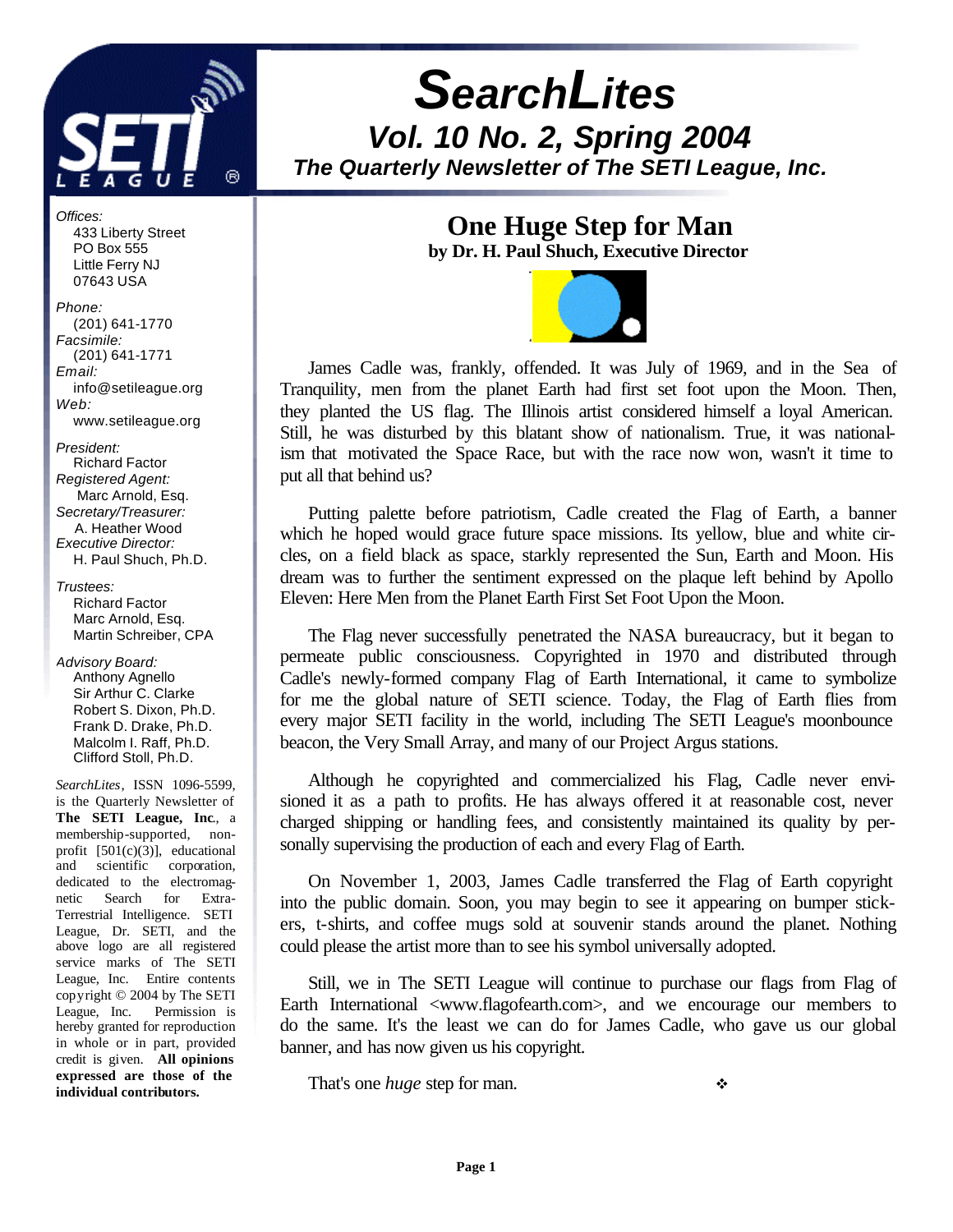# SearchLites

## Vol. 10 No. 2, Spring 2004

### The Quarterly Newsletter of The SETI League, Inc.

*Offices:*
433 Liberty Street
PO Box 555
Little Ferry NJ
07643 USA

*Phone:*
(201) 641-1770
*Facsimile:*
(201) 641-1771
*Email:*
info@setileague.org
*Web:*
www.setileague.org

*President:*
Richard Factor
*Registered Agent:*
Marc Arnold, Esq.
*Secretary/Treasurer:*
A. Heather Wood
*Executive Director:*
H. Paul Shuch, Ph.D.

*Trustees:*
Richard Factor
Marc Arnold, Esq.
Martin Schreiber, CPA

*Advisory Board:*
Anthony Agnello
Sir Arthur C. Clarke
Robert S. Dixon, Ph.D.
Frank D. Drake, Ph.D.
Malcolm I. Raff, Ph.D.
Clifford Stoll, Ph.D.

*SearchLites*, ISSN 1096-5599, is the Quarterly Newsletter of **The SETI League, Inc**., a membership-supported, non-profit [501(c)(3)], educational and scientific corporation, dedicated to the electromagnetic Search for Extra-Terrestrial Intelligence. SETI League, Dr. SETI, and the above logo are all registered service marks of The SETI League, Inc. Entire contents copyright © 2004 by The SETI League, Inc. Permission is hereby granted for reproduction in whole or in part, provided credit is given. **All opinions expressed are those of the individual contributors.**

## One Huge Step for Man

**by Dr. H. Paul Shuch, Executive Director**

James Cadle was, frankly, offended. It was July of 1969, and in the Sea of Tranquility, men from the planet Earth had first set foot upon the Moon. Then, they planted the US flag. The Illinois artist considered himself a loyal American. Still, he was disturbed by this blatant show of nationalism. True, it was nationalism that motivated the Space Race, but with the race now won, wasn't it time to put all that behind us?

Putting palette before patriotism, Cadle created the Flag of Earth, a banner which he hoped would grace future space missions. Its yellow, blue and white circles, on a field black as space, starkly represented the Sun, Earth and Moon. His dream was to further the sentiment expressed on the plaque left behind by Apollo Eleven: Here Men from the Planet Earth First Set Foot Upon the Moon.

The Flag never successfully penetrated the NASA bureaucracy, but it began to permeate public consciousness. Copyrighted in 1970 and distributed through Cadle's newly-formed company Flag of Earth International, it came to symbolize for me the global nature of SETI science. Today, the Flag of Earth flies from every major SETI facility in the world, including The SETI League's moonbounce beacon, the Very Small Array, and many of our Project Argus stations.

Although he copyrighted and commercialized his Flag, Cadle never envisioned it as a path to profits. He has always offered it at reasonable cost, never charged shipping or handling fees, and consistently maintained its quality by personally supervising the production of each and every Flag of Earth.

On November 1, 2003, James Cadle transferred the Flag of Earth copyright into the public domain. Soon, you may begin to see it appearing on bumper stickers, t-shirts, and coffee mugs sold at souvenir stands around the planet. Nothing could please the artist more than to see his symbol universally adopted.

Still, we in The SETI League will continue to purchase our flags from Flag of Earth International <www.flagofearth.com>, and we encourage our members to do the same. It's the least we can do for James Cadle, who gave us our global banner, and has now given us his copyright.

That's one *huge* step for man. ❖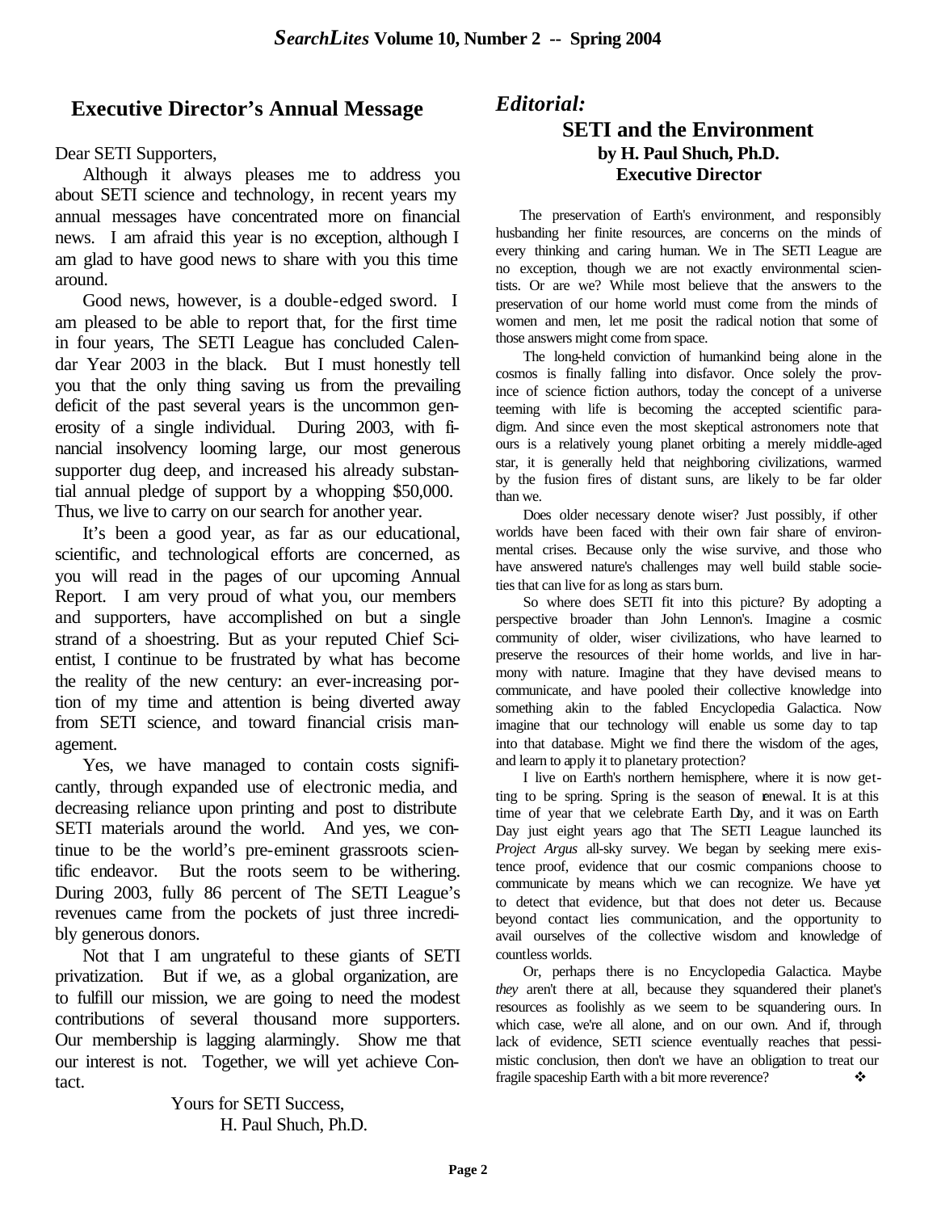## Executive Director's Annual Message

Dear SETI Supporters,

Although it always pleases me to address you about SETI science and technology, in recent years my annual messages have concentrated more on financial news. I am afraid this year is no exception, although I am glad to have good news to share with you this time around.

Good news, however, is a double-edged sword. I am pleased to be able to report that, for the first time in four years, The SETI League has concluded Calendar Year 2003 in the black. But I must honestly tell you that the only thing saving us from the prevailing deficit of the past several years is the uncommon generosity of a single individual. During 2003, with financial insolvency looming large, our most generous supporter dug deep, and increased his already substantial annual pledge of support by a whopping $50,000. Thus, we live to carry on our search for another year.

It's been a good year, as far as our educational, scientific, and technological efforts are concerned, as you will read in the pages of our upcoming Annual Report. I am very proud of what you, our members and supporters, have accomplished on but a single strand of a shoestring. But as your reputed Chief Scientist, I continue to be frustrated by what has become the reality of the new century: an ever-increasing portion of my time and attention is being diverted away from SETI science, and toward financial crisis management.

Yes, we have managed to contain costs significantly, through expanded use of electronic media, and decreasing reliance upon printing and post to distribute SETI materials around the world. And yes, we continue to be the world's pre-eminent grassroots scientific endeavor. But the roots seem to be withering. During 2003, fully 86 percent of The SETI League's revenues came from the pockets of just three incredibly generous donors.

Not that I am ungrateful to these giants of SETI privatization. But if we, as a global organization, are to fulfill our mission, we are going to need the modest contributions of several thousand more supporters. Our membership is lagging alarmingly. Show me that our interest is not. Together, we will yet achieve Contact.

Yours for SETI Success,
H. Paul Shuch, Ph.D.

## *Editorial:*

### SETI and the Environment

**by H. Paul Shuch, Ph.D.**
**Executive Director**

The preservation of Earth's environment, and responsibly husbanding her finite resources, are concerns on the minds of every thinking and caring human. We in The SETI League are no exception, though we are not exactly environmental scientists. Or are we? While most believe that the answers to the preservation of our home world must come from the minds of women and men, let me posit the radical notion that some of those answers might come from space.

The long-held conviction of humankind being alone in the cosmos is finally falling into disfavor. Once solely the province of science fiction authors, today the concept of a universe teeming with life is becoming the accepted scientific paradigm. And since even the most skeptical astronomers note that ours is a relatively young planet orbiting a merely middle-aged star, it is generally held that neighboring civilizations, warmed by the fusion fires of distant suns, are likely to be far older than we.

Does older necessary denote wiser? Just possibly, if other worlds have been faced with their own fair share of environmental crises. Because only the wise survive, and those who have answered nature's challenges may well build stable societies that can live for as long as stars burn.

So where does SETI fit into this picture? By adopting a perspective broader than John Lennon's. Imagine a cosmic community of older, wiser civilizations, who have learned to preserve the resources of their home worlds, and live in harmony with nature. Imagine that they have devised means to communicate, and have pooled their collective knowledge into something akin to the fabled Encyclopedia Galactica. Now imagine that our technology will enable us some day to tap into that database. Might we find there the wisdom of the ages, and learn to apply it to planetary protection?

I live on Earth's northern hemisphere, where it is now getting to be spring. Spring is the season of renewal. It is at this time of year that we celebrate Earth Day, and it was on Earth Day just eight years ago that The SETI League launched its *Project Argus* all-sky survey. We began by seeking mere existence proof, evidence that our cosmic companions choose to communicate by means which we can recognize. We have yet to detect that evidence, but that does not deter us. Because beyond contact lies communication, and the opportunity to avail ourselves of the collective wisdom and knowledge of countless worlds.

Or, perhaps there is no Encyclopedia Galactica. Maybe *they* aren't there at all, because they squandered their planet's resources as foolishly as we seem to be squandering ours. In which case, we're all alone, and on our own. And if, through lack of evidence, SETI science eventually reaches that pessimistic conclusion, then don't we have an obligation to treat our fragile spaceship Earth with a bit more reverence? ❖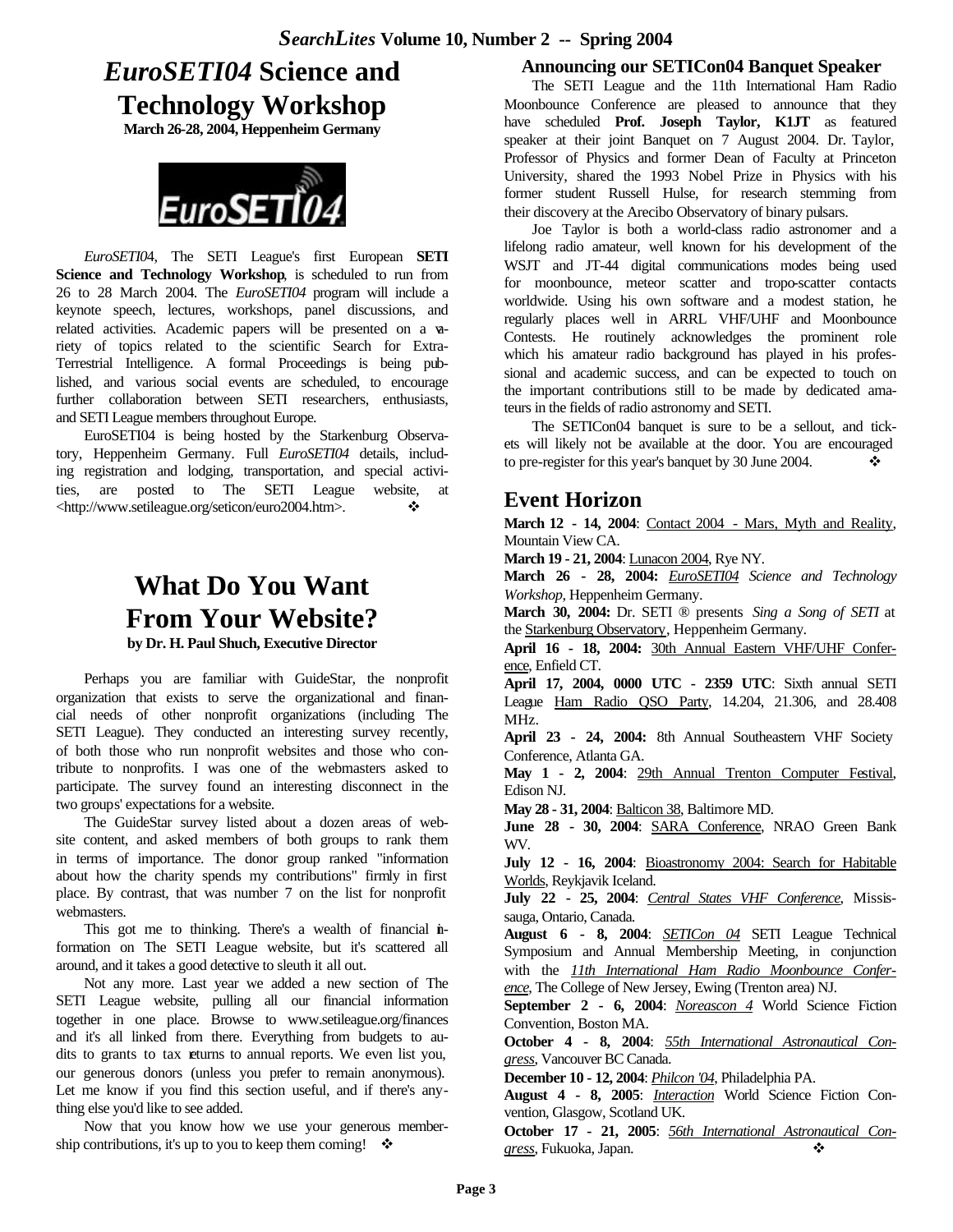# *EuroSETI04* Science and Technology Workshop

**March 26-28, 2004, Heppenheim Germany**

*EuroSETI04*, The SETI League's first European **SETI Science and Technology Workshop**, is scheduled to run from 26 to 28 March 2004. The *EuroSETI04* program will include a keynote speech, lectures, workshops, panel discussions, and related activities. Academic papers will be presented on a variety of topics related to the scientific Search for Extra-Terrestrial Intelligence. A formal Proceedings is being published, and various social events are scheduled, to encourage further collaboration between SETI researchers, enthusiasts, and SETI League members throughout Europe.

EuroSETI04 is being hosted by the Starkenburg Observatory, Heppenheim Germany. Full *EuroSETI04* details, including registration and lodging, transportation, and special activities, are posted to The SETI League website, at <http://www.setileague.org/seticon/euro2004.htm>. ❖

# What Do You Want From Your Website?

**by Dr. H. Paul Shuch, Executive Director**

Perhaps you are familiar with GuideStar, the nonprofit organization that exists to serve the organizational and financial needs of other nonprofit organizations (including The SETI League). They conducted an interesting survey recently, of both those who run nonprofit websites and those who contribute to nonprofits. I was one of the webmasters asked to participate. The survey found an interesting disconnect in the two groups' expectations for a website.

The GuideStar survey listed about a dozen areas of website content, and asked members of both groups to rank them in terms of importance. The donor group ranked "information about how the charity spends my contributions" firmly in first place. By contrast, that was number 7 on the list for nonprofit webmasters.

This got me to thinking. There's a wealth of financial information on The SETI League website, but it's scattered all around, and it takes a good detective to sleuth it all out.

Not any more. Last year we added a new section of The SETI League website, pulling all our financial information together in one place. Browse to www.setileague.org/finances and it's all linked from there. Everything from budgets to audits to grants to tax returns to annual reports. We even list you, our generous donors (unless you prefer to remain anonymous). Let me know if you find this section useful, and if there's anything else you'd like to see added.

Now that you know how we use your generous membership contributions, it's up to you to keep them coming! ❖

## Announcing our SETICon04 Banquet Speaker

The SETI League and the 11th International Ham Radio Moonbounce Conference are pleased to announce that they have scheduled **Prof. Joseph Taylor, K1JT** as featured speaker at their joint Banquet on 7 August 2004. Dr. Taylor, Professor of Physics and former Dean of Faculty at Princeton University, shared the 1993 Nobel Prize in Physics with his former student Russell Hulse, for research stemming from their discovery at the Arecibo Observatory of binary pulsars.

Joe Taylor is both a world-class radio astronomer and a lifelong radio amateur, well known for his development of the WSJT and JT-44 digital communications modes being used for moonbounce, meteor scatter and tropo-scatter contacts worldwide. Using his own software and a modest station, he regularly places well in ARRL VHF/UHF and Moonbounce Contests. He routinely acknowledges the prominent role which his amateur radio background has played in his professional and academic success, and can be expected to touch on the important contributions still to be made by dedicated amateurs in the fields of radio astronomy and SETI.

The SETICon04 banquet is sure to be a sellout, and tickets will likely not be available at the door. You are encouraged to pre-register for this year's banquet by 30 June 2004. ❖

## Event Horizon

**March 12 - 14, 2004**: Contact 2004 - Mars, Myth and Reality, Mountain View CA.

**March 19 - 21, 2004**: Lunacon 2004, Rye NY.

**March 26 - 28, 2004:** *EuroSETI04 Science and Technology Workshop*, Heppenheim Germany.

**March 30, 2004:** Dr. SETI ® presents *Sing a Song of SETI* at the Starkenburg Observatory, Heppenheim Germany.

**April 16 - 18, 2004:** 30th Annual Eastern VHF/UHF Conference, Enfield CT.

**April 17, 2004, 0000 UTC - 2359 UTC**: Sixth annual SETI League Ham Radio QSO Party, 14.204, 21.306, and 28.408 MHz.

**April 23 - 24, 2004:** 8th Annual Southeastern VHF Society Conference, Atlanta GA.

**May 1 - 2, 2004**: 29th Annual Trenton Computer Festival, Edison NJ.

**May 28 - 31, 2004**: Balticon 38, Baltimore MD.

**June 28 - 30, 2004**: SARA Conference, NRAO Green Bank WV.

**July 12 - 16, 2004**: Bioastronomy 2004: Search for Habitable Worlds, Reykjavik Iceland.

**July 22 - 25, 2004**: *Central States VHF Conference*, Mississauga, Ontario, Canada.

**August 6 - 8, 2004**: *SETICon 04* SETI League Technical Symposium and Annual Membership Meeting, in conjunction with the *11th International Ham Radio Moonbounce Conference*, The College of New Jersey, Ewing (Trenton area) NJ.

**September 2 - 6, 2004**: *Noreascon 4* World Science Fiction Convention, Boston MA.

**October 4 - 8, 2004**: *55th International Astronautical Congress*, Vancouver BC Canada.

**December 10 - 12, 2004**: *Philcon '04*, Philadelphia PA.

**August 4 - 8, 2005**: *Interaction* World Science Fiction Convention, Glasgow, Scotland UK.

**October 17 - 21, 2005**: *56th International Astronautical Congress*, Fukuoka, Japan. ❖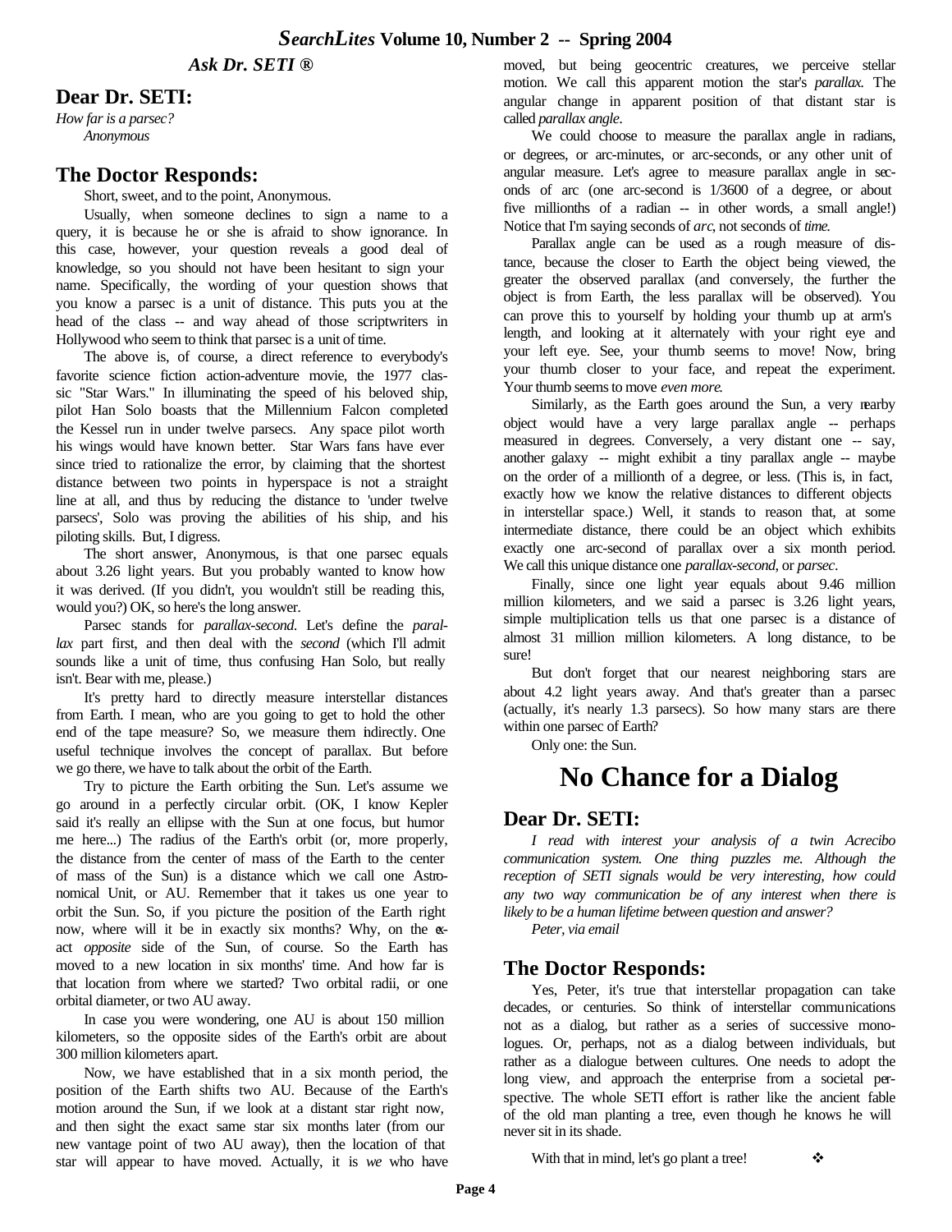### *Ask Dr. SETI ®*

## Dear Dr. SETI:

*How far is a parsec?*
*Anonymous*

## The Doctor Responds:

Short, sweet, and to the point, Anonymous.

Usually, when someone declines to sign a name to a query, it is because he or she is afraid to show ignorance. In this case, however, your question reveals a good deal of knowledge, so you should not have been hesitant to sign your name. Specifically, the wording of your question shows that you know a parsec is a unit of distance. This puts you at the head of the class -- and way ahead of those scriptwriters in Hollywood who seem to think that parsec is a unit of time.

The above is, of course, a direct reference to everybody's favorite science fiction action-adventure movie, the 1977 classic "Star Wars." In illuminating the speed of his beloved ship, pilot Han Solo boasts that the Millennium Falcon completed the Kessel run in under twelve parsecs. Any space pilot worth his wings would have known better. Star Wars fans have ever since tried to rationalize the error, by claiming that the shortest distance between two points in hyperspace is not a straight line at all, and thus by reducing the distance to 'under twelve parsecs', Solo was proving the abilities of his ship, and his piloting skills. But, I digress.

The short answer, Anonymous, is that one parsec equals about 3.26 light years. But you probably wanted to know how it was derived. (If you didn't, you wouldn't still be reading this, would you?) OK, so here's the long answer.

Parsec stands for *parallax-second*. Let's define the *parallax* part first, and then deal with the *second* (which I'll admit sounds like a unit of time, thus confusing Han Solo, but really isn't. Bear with me, please.)

It's pretty hard to directly measure interstellar distances from Earth. I mean, who are you going to get to hold the other end of the tape measure? So, we measure them indirectly. One useful technique involves the concept of parallax. But before we go there, we have to talk about the orbit of the Earth.

Try to picture the Earth orbiting the Sun. Let's assume we go around in a perfectly circular orbit. (OK, I know Kepler said it's really an ellipse with the Sun at one focus, but humor me here...) The radius of the Earth's orbit (or, more properly, the distance from the center of mass of the Earth to the center of mass of the Sun) is a distance which we call one Astronomical Unit, or AU. Remember that it takes us one year to orbit the Sun. So, if you picture the position of the Earth right now, where will it be in exactly six months? Why, on the exact *opposite* side of the Sun, of course. So the Earth has moved to a new location in six months' time. And how far is that location from where we started? Two orbital radii, or one orbital diameter, or two AU away.

In case you were wondering, one AU is about 150 million kilometers, so the opposite sides of the Earth's orbit are about 300 million kilometers apart.

Now, we have established that in a six month period, the position of the Earth shifts two AU. Because of the Earth's motion around the Sun, if we look at a distant star right now, and then sight the exact same star six months later (from our new vantage point of two AU away), then the location of that star will appear to have moved. Actually, it is *we* who have moved, but being geocentric creatures, we perceive stellar motion. We call this apparent motion the star's *parallax*. The angular change in apparent position of that distant star is called *parallax angle*.

We could choose to measure the parallax angle in radians, or degrees, or arc-minutes, or arc-seconds, or any other unit of angular measure. Let's agree to measure parallax angle in seconds of arc (one arc-second is 1/3600 of a degree, or about five millionths of a radian -- in other words, a small angle!) Notice that I'm saying seconds of *arc*, not seconds of *time*.

Parallax angle can be used as a rough measure of distance, because the closer to Earth the object being viewed, the greater the observed parallax (and conversely, the further the object is from Earth, the less parallax will be observed). You can prove this to yourself by holding your thumb up at arm's length, and looking at it alternately with your right eye and your left eye. See, your thumb seems to move! Now, bring your thumb closer to your face, and repeat the experiment. Your thumb seems to move *even more*.

Similarly, as the Earth goes around the Sun, a very nearby object would have a very large parallax angle -- perhaps measured in degrees. Conversely, a very distant one -- say, another galaxy -- might exhibit a tiny parallax angle -- maybe on the order of a millionth of a degree, or less. (This is, in fact, exactly how we know the relative distances to different objects in interstellar space.) Well, it stands to reason that, at some intermediate distance, there could be an object which exhibits exactly one arc-second of parallax over a six month period. We call this unique distance one *parallax-second*, or *parsec*.

Finally, since one light year equals about 9.46 million million kilometers, and we said a parsec is 3.26 light years, simple multiplication tells us that one parsec is a distance of almost 31 million million kilometers. A long distance, to be sure!

But don't forget that our nearest neighboring stars are about 4.2 light years away. And that's greater than a parsec (actually, it's nearly 1.3 parsecs). So how many stars are there within one parsec of Earth?

Only one: the Sun.

# No Chance for a Dialog

## Dear Dr. SETI:

*I read with interest your analysis of a twin Acrecibo communication system. One thing puzzles me. Although the reception of SETI signals would be very interesting, how could any two way communication be of any interest when there is likely to be a human lifetime between question and answer?*
*Peter, via email*

## The Doctor Responds:

Yes, Peter, it's true that interstellar propagation can take decades, or centuries. So think of interstellar communications not as a dialog, but rather as a series of successive monologues. Or, perhaps, not as a dialog between individuals, but rather as a dialogue between cultures. One needs to adopt the long view, and approach the enterprise from a societal perspective. The whole SETI effort is rather like the ancient fable of the old man planting a tree, even though he knows he will never sit in its shade.

With that in mind, let's go plant a tree! ❖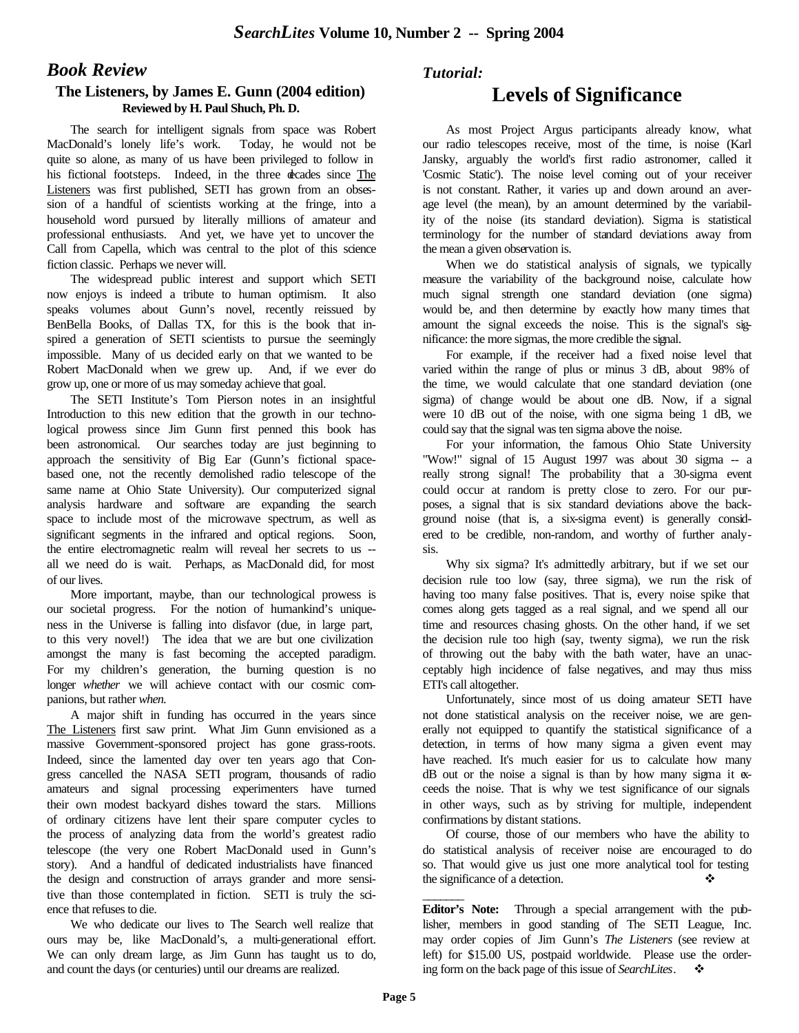## *Book Review*

### The Listeners, by James E. Gunn (2004 edition)

**Reviewed by H. Paul Shuch, Ph. D.**

The search for intelligent signals from space was Robert MacDonald's lonely life's work. Today, he would not be quite so alone, as many of us have been privileged to follow in his fictional footsteps. Indeed, in the three decades since The Listeners was first published, SETI has grown from an obsession of a handful of scientists working at the fringe, into a household word pursued by literally millions of amateur and professional enthusiasts. And yet, we have yet to uncover the Call from Capella, which was central to the plot of this science fiction classic. Perhaps we never will.

The widespread public interest and support which SETI now enjoys is indeed a tribute to human optimism. It also speaks volumes about Gunn's novel, recently reissued by BenBella Books, of Dallas TX, for this is the book that inspired a generation of SETI scientists to pursue the seemingly impossible. Many of us decided early on that we wanted to be Robert MacDonald when we grew up. And, if we ever do grow up, one or more of us may someday achieve that goal.

The SETI Institute's Tom Pierson notes in an insightful Introduction to this new edition that the growth in our technological prowess since Jim Gunn first penned this book has been astronomical. Our searches today are just beginning to approach the sensitivity of Big Ear (Gunn's fictional space-based one, not the recently demolished radio telescope of the same name at Ohio State University). Our computerized signal analysis hardware and software are expanding the search space to include most of the microwave spectrum, as well as significant segments in the infrared and optical regions. Soon, the entire electromagnetic realm will reveal her secrets to us -- all we need do is wait. Perhaps, as MacDonald did, for most of our lives.

More important, maybe, than our technological prowess is our societal progress. For the notion of humankind's uniqueness in the Universe is falling into disfavor (due, in large part, to this very novel!) The idea that we are but one civilization amongst the many is fast becoming the accepted paradigm. For my children's generation, the burning question is no longer *whether* we will achieve contact with our cosmic companions, but rather *when.*

A major shift in funding has occurred in the years since The Listeners first saw print. What Jim Gunn envisioned as a massive Government-sponsored project has gone grass-roots. Indeed, since the lamented day over ten years ago that Congress cancelled the NASA SETI program, thousands of radio amateurs and signal processing experimenters have turned their own modest backyard dishes toward the stars. Millions of ordinary citizens have lent their spare computer cycles to the process of analyzing data from the world's greatest radio telescope (the very one Robert MacDonald used in Gunn's story). And a handful of dedicated industrialists have financed the design and construction of arrays grander and more sensitive than those contemplated in fiction. SETI is truly the science that refuses to die.

We who dedicate our lives to The Search well realize that ours may be, like MacDonald's, a multi-generational effort. We can only dream large, as Jim Gunn has taught us to do, and count the days (or centuries) until our dreams are realized.

## *Tutorial:*

# Levels of Significance

As most Project Argus participants already know, what our radio telescopes receive, most of the time, is noise (Karl Jansky, arguably the world's first radio astronomer, called it 'Cosmic Static'). The noise level coming out of your receiver is not constant. Rather, it varies up and down around an average level (the mean), by an amount determined by the variability of the noise (its standard deviation). Sigma is statistical terminology for the number of standard deviations away from the mean a given observation is.

When we do statistical analysis of signals, we typically measure the variability of the background noise, calculate how much signal strength one standard deviation (one sigma) would be, and then determine by exactly how many times that amount the signal exceeds the noise. This is the signal's significance: the more sigmas, the more credible the signal.

For example, if the receiver had a fixed noise level that varied within the range of plus or minus 3 dB, about 98% of the time, we would calculate that one standard deviation (one sigma) of change would be about one dB. Now, if a signal were 10 dB out of the noise, with one sigma being 1 dB, we could say that the signal was ten sigma above the noise.

For your information, the famous Ohio State University "Wow!" signal of 15 August 1997 was about 30 sigma -- a really strong signal! The probability that a 30-sigma event could occur at random is pretty close to zero. For our purposes, a signal that is six standard deviations above the background noise (that is, a six-sigma event) is generally considered to be credible, non-random, and worthy of further analysis.

Why six sigma? It's admittedly arbitrary, but if we set our decision rule too low (say, three sigma), we run the risk of having too many false positives. That is, every noise spike that comes along gets tagged as a real signal, and we spend all our time and resources chasing ghosts. On the other hand, if we set the decision rule too high (say, twenty sigma), we run the risk of throwing out the baby with the bath water, have an unacceptably high incidence of false negatives, and may thus miss ETI's call altogether.

Unfortunately, since most of us doing amateur SETI have not done statistical analysis on the receiver noise, we are generally not equipped to quantify the statistical significance of a detection, in terms of how many sigma a given event may have reached. It's much easier for us to calculate how many dB out or the noise a signal is than by how many sigma it exceeds the noise. That is why we test significance of our signals in other ways, such as by striving for multiple, independent confirmations by distant stations.

Of course, those of our members who have the ability to do statistical analysis of receiver noise are encouraged to do so. That would give us just one more analytical tool for testing the significance of a detection. ❖

---

**Editor's Note:** Through a special arrangement with the publisher, members in good standing of The SETI League, Inc. may order copies of Jim Gunn's *The Listeners* (see review at left) for $15.00 US, postpaid worldwide. Please use the ordering form on the back page of this issue of *SearchLites*. ❖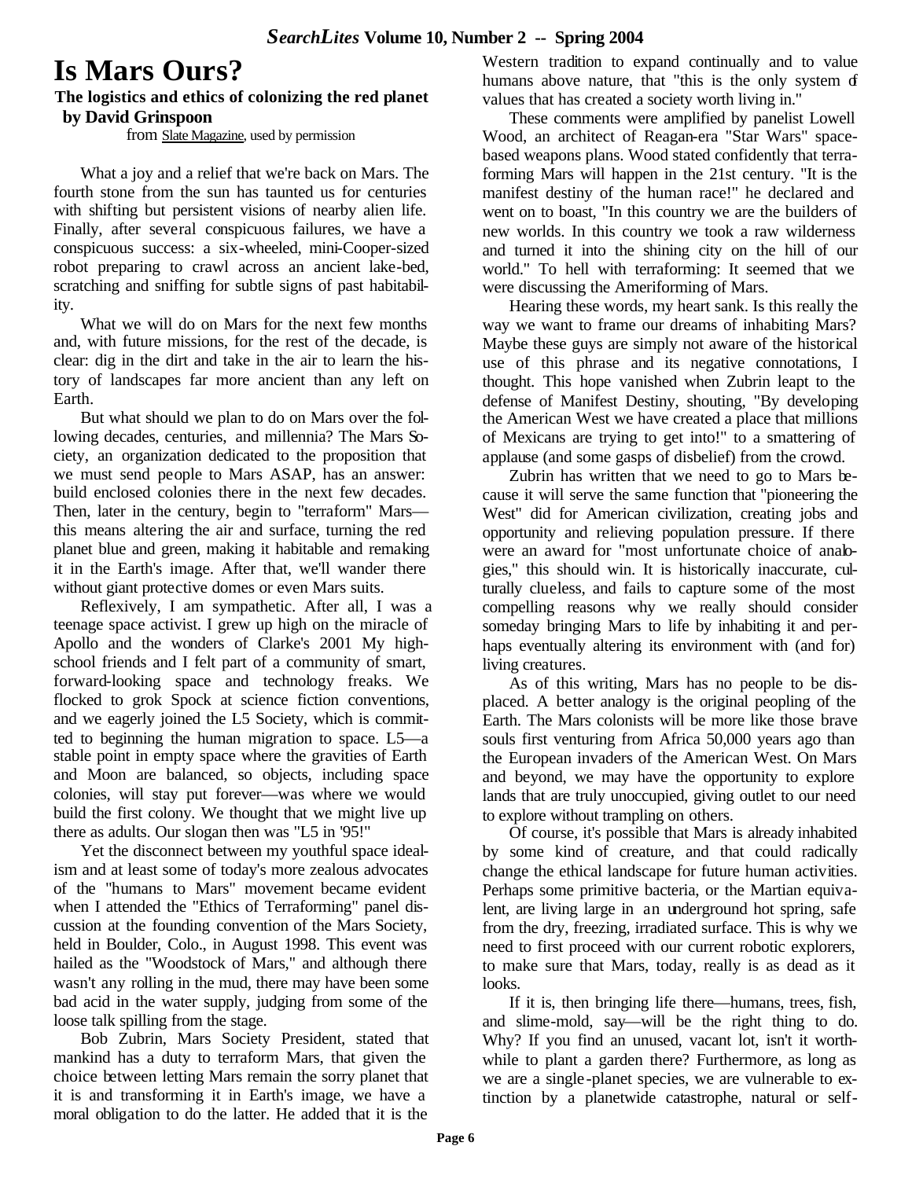# Is Mars Ours?

**The logistics and ethics of colonizing the red planet**
**by David Grinspoon**

from Slate Magazine, used by permission

What a joy and a relief that we're back on Mars. The fourth stone from the sun has taunted us for centuries with shifting but persistent visions of nearby alien life. Finally, after several conspicuous failures, we have a conspicuous success: a six-wheeled, mini-Cooper-sized robot preparing to crawl across an ancient lake-bed, scratching and sniffing for subtle signs of past habitability.

What we will do on Mars for the next few months and, with future missions, for the rest of the decade, is clear: dig in the dirt and take in the air to learn the history of landscapes far more ancient than any left on Earth.

But what should we plan to do on Mars over the following decades, centuries, and millennia? The Mars Society, an organization dedicated to the proposition that we must send people to Mars ASAP, has an answer: build enclosed colonies there in the next few decades. Then, later in the century, begin to "terraform" Mars—this means altering the air and surface, turning the red planet blue and green, making it habitable and remaking it in the Earth's image. After that, we'll wander there without giant protective domes or even Mars suits.

Reflexively, I am sympathetic. After all, I was a teenage space activist. I grew up high on the miracle of Apollo and the wonders of Clarke's 2001 My high-school friends and I felt part of a community of smart, forward-looking space and technology freaks. We flocked to grok Spock at science fiction conventions, and we eagerly joined the L5 Society, which is committed to beginning the human migration to space. L5—a stable point in empty space where the gravities of Earth and Moon are balanced, so objects, including space colonies, will stay put forever—was where we would build the first colony. We thought that we might live up there as adults. Our slogan then was "L5 in '95!"

Yet the disconnect between my youthful space idealism and at least some of today's more zealous advocates of the "humans to Mars" movement became evident when I attended the "Ethics of Terraforming" panel discussion at the founding convention of the Mars Society, held in Boulder, Colo., in August 1998. This event was hailed as the "Woodstock of Mars," and although there wasn't any rolling in the mud, there may have been some bad acid in the water supply, judging from some of the loose talk spilling from the stage.

Bob Zubrin, Mars Society President, stated that mankind has a duty to terraform Mars, that given the choice between letting Mars remain the sorry planet that it is and transforming it in Earth's image, we have a moral obligation to do the latter. He added that it is the Western tradition to expand continually and to value humans above nature, that "this is the only system of values that has created a society worth living in."

These comments were amplified by panelist Lowell Wood, an architect of Reagan-era "Star Wars" space-based weapons plans. Wood stated confidently that terraforming Mars will happen in the 21st century. "It is the manifest destiny of the human race!" he declared and went on to boast, "In this country we are the builders of new worlds. In this country we took a raw wilderness and turned it into the shining city on the hill of our world." To hell with terraforming: It seemed that we were discussing the Ameriforming of Mars.

Hearing these words, my heart sank. Is this really the way we want to frame our dreams of inhabiting Mars? Maybe these guys are simply not aware of the historical use of this phrase and its negative connotations, I thought. This hope vanished when Zubrin leapt to the defense of Manifest Destiny, shouting, "By developing the American West we have created a place that millions of Mexicans are trying to get into!" to a smattering of applause (and some gasps of disbelief) from the crowd.

Zubrin has written that we need to go to Mars because it will serve the same function that "pioneering the West" did for American civilization, creating jobs and opportunity and relieving population pressure. If there were an award for "most unfortunate choice of analogies," this should win. It is historically inaccurate, culturally clueless, and fails to capture some of the most compelling reasons why we really should consider someday bringing Mars to life by inhabiting it and perhaps eventually altering its environment with (and for) living creatures.

As of this writing, Mars has no people to be displaced. A better analogy is the original peopling of the Earth. The Mars colonists will be more like those brave souls first venturing from Africa 50,000 years ago than the European invaders of the American West. On Mars and beyond, we may have the opportunity to explore lands that are truly unoccupied, giving outlet to our need to explore without trampling on others.

Of course, it's possible that Mars is already inhabited by some kind of creature, and that could radically change the ethical landscape for future human activities. Perhaps some primitive bacteria, or the Martian equivalent, are living large in an underground hot spring, safe from the dry, freezing, irradiated surface. This is why we need to first proceed with our current robotic explorers, to make sure that Mars, today, really is as dead as it looks.

If it is, then bringing life there—humans, trees, fish, and slime-mold, say—will be the right thing to do. Why? If you find an unused, vacant lot, isn't it worthwhile to plant a garden there? Furthermore, as long as we are a single-planet species, we are vulnerable to extinction by a planetwide catastrophe, natural or self-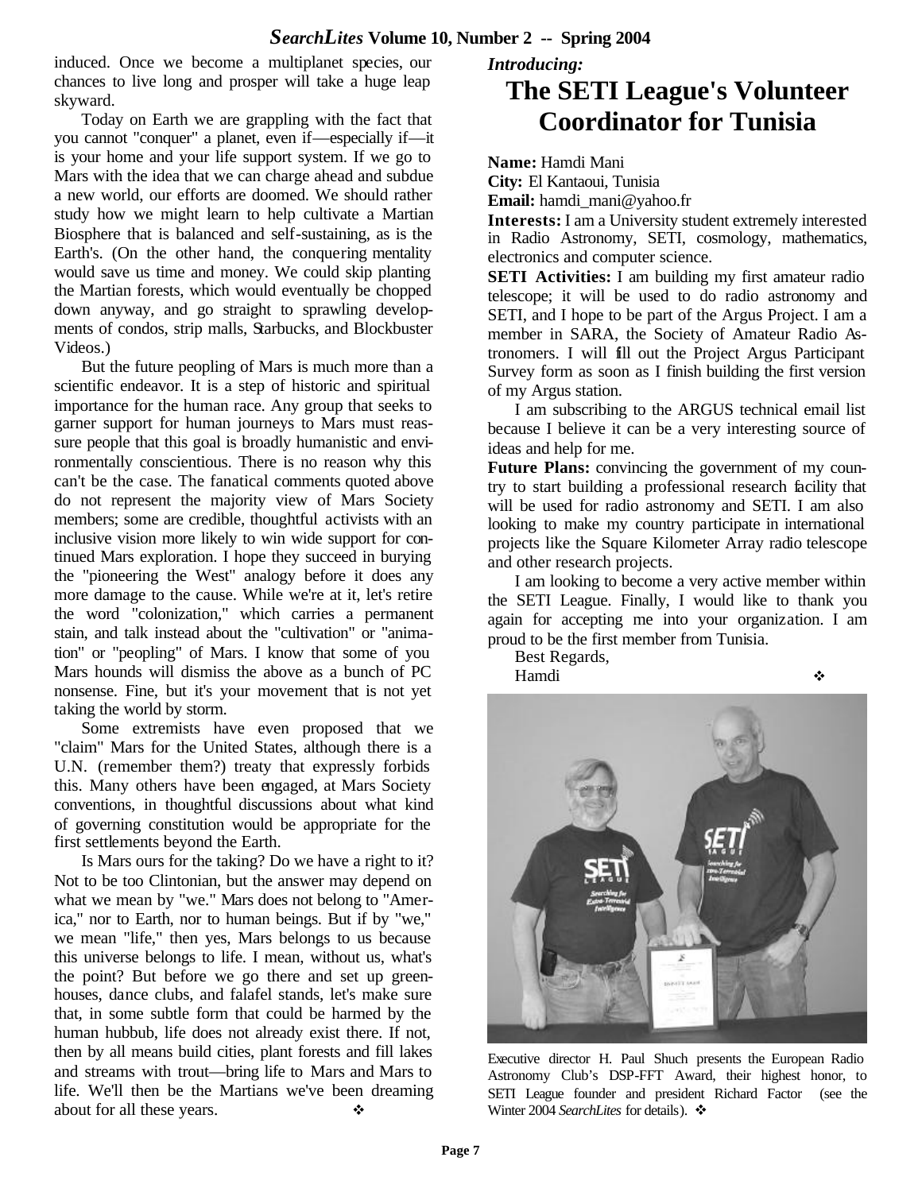induced. Once we become a multiplanet species, our chances to live long and prosper will take a huge leap skyward.

Today on Earth we are grappling with the fact that you cannot "conquer" a planet, even if—especially if—it is your home and your life support system. If we go to Mars with the idea that we can charge ahead and subdue a new world, our efforts are doomed. We should rather study how we might learn to help cultivate a Martian Biosphere that is balanced and self-sustaining, as is the Earth's. (On the other hand, the conquering mentality would save us time and money. We could skip planting the Martian forests, which would eventually be chopped down anyway, and go straight to sprawling developments of condos, strip malls, Starbucks, and Blockbuster Videos.)

But the future peopling of Mars is much more than a scientific endeavor. It is a step of historic and spiritual importance for the human race. Any group that seeks to garner support for human journeys to Mars must reassure people that this goal is broadly humanistic and environmentally conscientious. There is no reason why this can't be the case. The fanatical comments quoted above do not represent the majority view of Mars Society members; some are credible, thoughtful activists with an inclusive vision more likely to win wide support for continued Mars exploration. I hope they succeed in burying the "pioneering the West" analogy before it does any more damage to the cause. While we're at it, let's retire the word "colonization," which carries a permanent stain, and talk instead about the "cultivation" or "animation" or "peopling" of Mars. I know that some of you Mars hounds will dismiss the above as a bunch of PC nonsense. Fine, but it's your movement that is not yet taking the world by storm.

Some extremists have even proposed that we "claim" Mars for the United States, although there is a U.N. (remember them?) treaty that expressly forbids this. Many others have been engaged, at Mars Society conventions, in thoughtful discussions about what kind of governing constitution would be appropriate for the first settlements beyond the Earth.

Is Mars ours for the taking? Do we have a right to it? Not to be too Clintonian, but the answer may depend on what we mean by "we." Mars does not belong to "America," nor to Earth, nor to human beings. But if by "we," we mean "life," then yes, Mars belongs to us because this universe belongs to life. I mean, without us, what's the point? But before we go there and set up greenhouses, dance clubs, and falafel stands, let's make sure that, in some subtle form that could be harmed by the human hubbub, life does not already exist there. If not, then by all means build cities, plant forests and fill lakes and streams with trout—bring life to Mars and Mars to life. We'll then be the Martians we've been dreaming about for all these years. ❖

***Introducing:***

# The SETI League's Volunteer Coordinator for Tunisia

**Name:** Hamdi Mani
**City:** El Kantaoui, Tunisia
**Email:** hamdi_mani@yahoo.fr

**Interests:** I am a University student extremely interested in Radio Astronomy, SETI, cosmology, mathematics, electronics and computer science.

**SETI Activities:** I am building my first amateur radio telescope; it will be used to do radio astronomy and SETI, and I hope to be part of the Argus Project. I am a member in SARA, the Society of Amateur Radio Astronomers. I will fill out the Project Argus Participant Survey form as soon as I finish building the first version of my Argus station.

I am subscribing to the ARGUS technical email list because I believe it can be a very interesting source of ideas and help for me.

**Future Plans:** convincing the government of my country to start building a professional research facility that will be used for radio astronomy and SETI. I am also looking to make my country participate in international projects like the Square Kilometer Array radio telescope and other research projects.

I am looking to become a very active member within the SETI League. Finally, I would like to thank you again for accepting me into your organization. I am proud to be the first member from Tunisia.

Best Regards,
Hamdi ❖

Executive director H. Paul Shuch presents the European Radio Astronomy Club's DSP-FFT Award, their highest honor, to SETI League founder and president Richard Factor (see the Winter 2004 *SearchLites* for details). ❖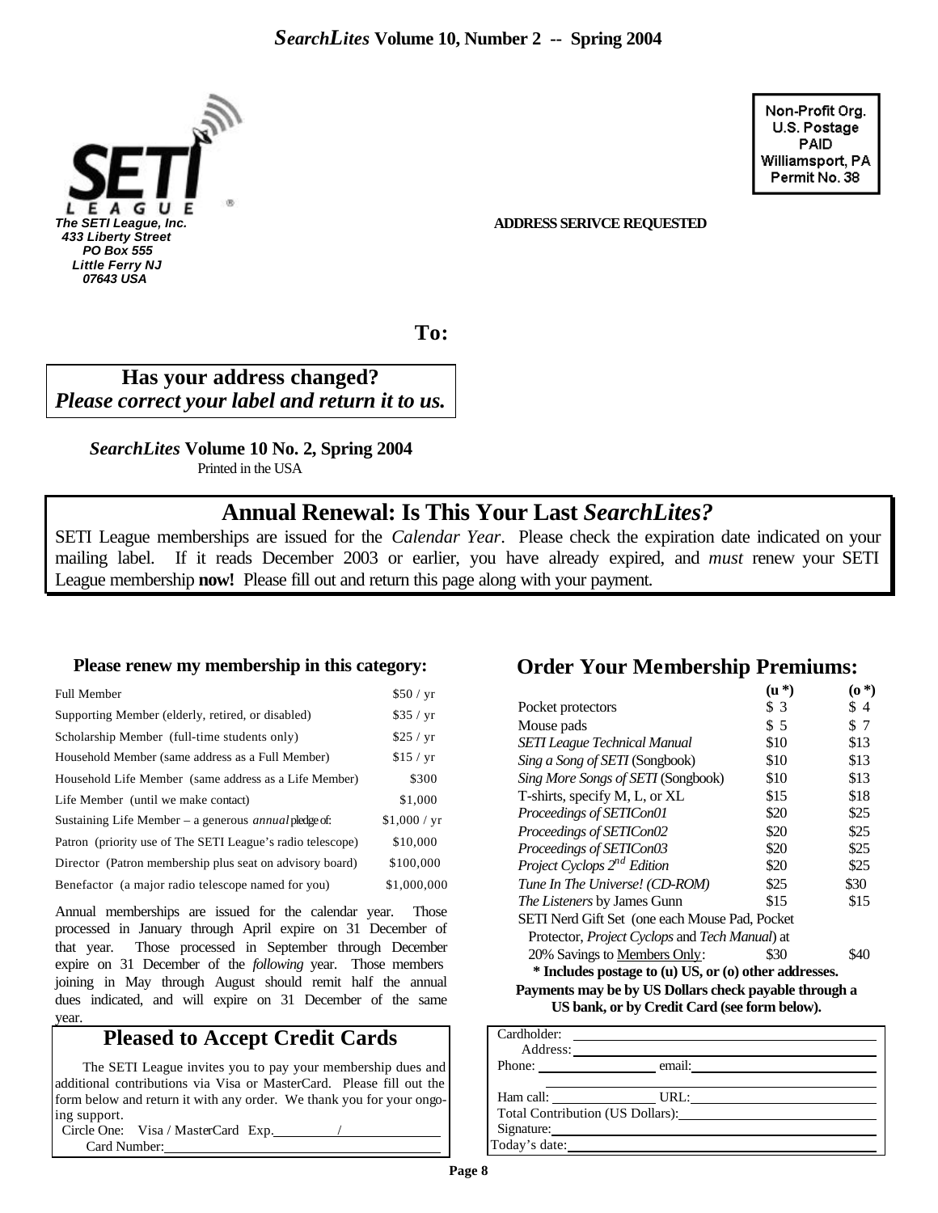The SETI League, Inc.
433 Liberty Street
PO Box 555
Little Ferry NJ
07643 USA

Non-Profit Org.
U.S. Postage
PAID
Williamsport, PA
Permit No. 38

ADDRESS SERIVCE REQUESTED

**To:**

**Has your address changed?**
***Please correct your label and return it to us.***

***SearchLites* Volume 10 No. 2, Spring 2004**
Printed in the USA

## Annual Renewal: Is This Your Last *SearchLites?*

SETI League memberships are issued for the *Calendar Year*. Please check the expiration date indicated on your mailing label. If it reads December 2003 or earlier, you have already expired, and *must* renew your SETI League membership **now!** Please fill out and return this page along with your payment.

### Please renew my membership in this category:

| | |
|---|---|
| Full Member | $50 / yr |
| Supporting Member (elderly, retired, or disabled) | $35 / yr |
| Scholarship Member (full-time students only) | $25 / yr |
| Household Member (same address as a Full Member) | $15 / yr |
| Household Life Member (same address as a Life Member) | $300 |
| Life Member (until we make contact) | $1,000 |
| Sustaining Life Member – a generous *annual* pledge of: | $1,000 / yr |
| Patron (priority use of The SETI League's radio telescope) | $10,000 |
| Director (Patron membership plus seat on advisory board) | $100,000 |
| Benefactor (a major radio telescope named for you) | $1,000,000 |

Annual memberships are issued for the calendar year. Those processed in January through April expire on 31 December of that year. Those processed in September through December expire on 31 December of the *following* year. Those members joining in May through August should remit half the annual dues indicated, and will expire on 31 December of the same year.

### Pleased to Accept Credit Cards

The SETI League invites you to pay your membership dues and additional contributions via Visa or MasterCard. Please fill out the form below and return it with any order. We thank you for your ongoing support.

Circle One: Visa / MasterCard Exp.\_\_\_\_\_\_\_\_/\_\_\_\_\_\_\_\_

Card Number:\_\_\_\_\_\_\_\_\_\_\_\_\_\_\_\_\_\_\_\_\_\_\_\_\_\_\_\_\_\_

## Order Your Membership Premiums:

| | (u *) | (o *) |
|---|---|---|
| Pocket protectors | $ 3 | $ 4 |
| Mouse pads | $ 5 | $ 7 |
| *SETI League Technical Manual* | $10 | $13 |
| *Sing a Song of SETI* (Songbook) | $10 | $13 |
| *Sing More Songs of SETI* (Songbook) | $10 | $13 |
| T-shirts, specify M, L, or XL | $15 | $18 |
| *Proceedings of SETICon01* | $20 | $25 |
| *Proceedings of SETICon02* | $20 | $25 |
| *Proceedings of SETICon03* | $20 | $25 |
| *Project Cyclops 2nd Edition* | $20 | $25 |
| *Tune In The Universe! (CD-ROM)* | $25 | $30 |
| *The Listeners* by James Gunn | $15 | $15 |
| SETI Nerd Gift Set (one each Mouse Pad, Pocket Protector, *Project Cyclops* and *Tech Manual*) at 20% Savings to Members Only: | $30 | $40 |

**\* Includes postage to (u) US, or (o) other addresses.**

**Payments may be by US Dollars check payable through a US bank, or by Credit Card (see form below).**

Cardholder: \_\_\_\_\_\_\_\_\_\_\_\_\_\_\_\_\_\_\_\_\_\_\_\_\_\_\_\_\_\_
Address: \_\_\_\_\_\_\_\_\_\_\_\_\_\_\_\_\_\_\_\_\_\_\_\_\_\_\_\_\_\_
Phone: \_\_\_\_\_\_\_\_\_\_\_\_ email: \_\_\_\_\_\_\_\_\_\_\_\_\_\_\_\_\_\_\_\_

Ham call: \_\_\_\_\_\_\_\_\_\_\_\_ URL: \_\_\_\_\_\_\_\_\_\_\_\_\_\_\_\_\_\_\_\_
Total Contribution (US Dollars): \_\_\_\_\_\_\_\_\_\_\_\_\_\_\_\_\_\_\_\_
Signature: \_\_\_\_\_\_\_\_\_\_\_\_\_\_\_\_\_\_\_\_\_\_\_\_\_\_\_\_\_\_
Today's date: \_\_\_\_\_\_\_\_\_\_\_\_\_\_\_\_\_\_\_\_\_\_\_\_\_\_\_\_\_\_